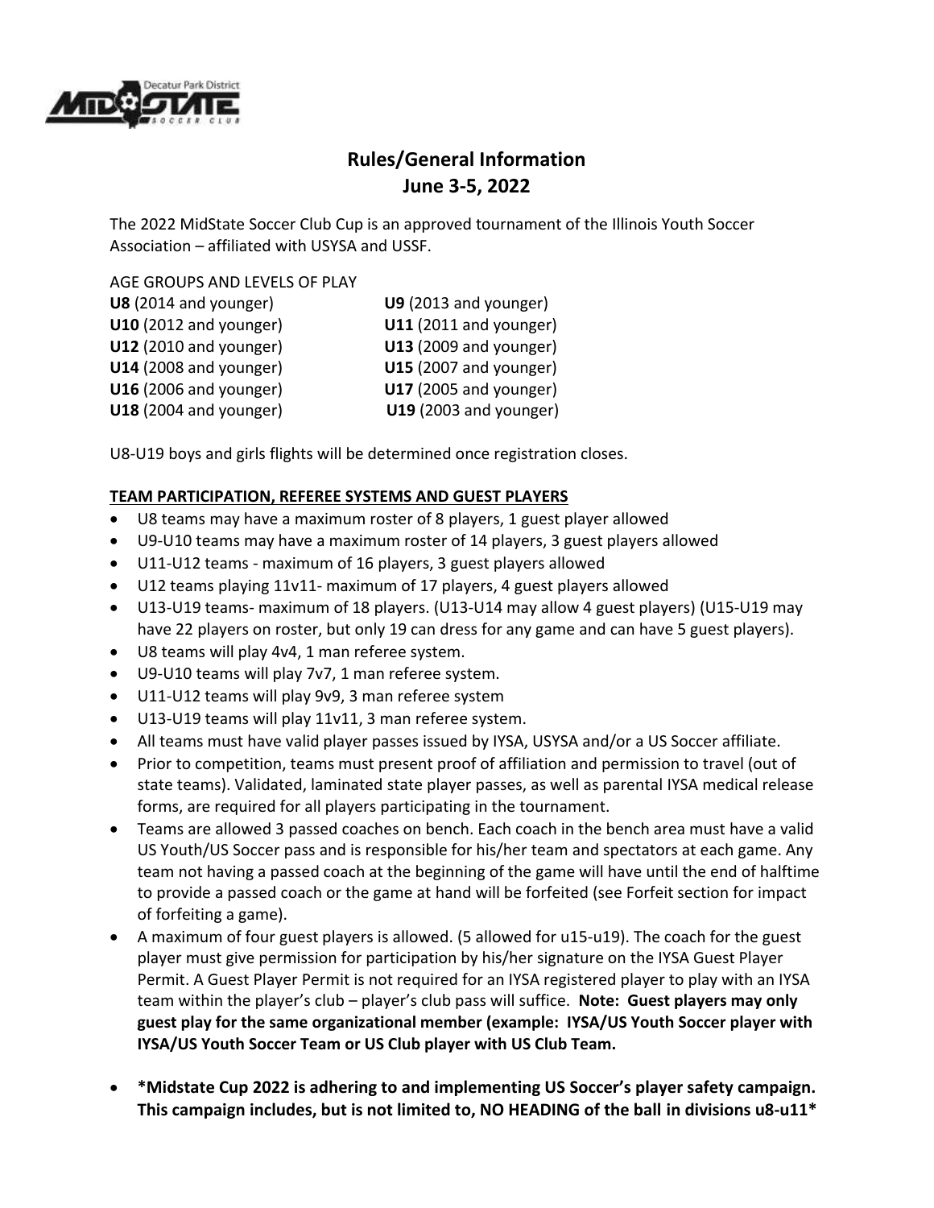# Rules/General Information
## June 3-5, 2022

The 2022 MidState Soccer Club Cup is an approved tournament of the Illinois Youth Soccer Association – affiliated with USYSA and USSF.

AGE GROUPS AND LEVELS OF PLAY

**U8** (2014 and younger)
**U9** (2013 and younger)
**U10** (2012 and younger)
**U11** (2011 and younger)
**U12** (2010 and younger)
**U13** (2009 and younger)
**U14** (2008 and younger)
**U15** (2007 and younger)
**U16** (2006 and younger)
**U17** (2005 and younger)
**U18** (2004 and younger)
**U19** (2003 and younger)

U8-U19 boys and girls flights will be determined once registration closes.

**TEAM PARTICIPATION, REFEREE SYSTEMS AND GUEST PLAYERS**

- U8 teams may have a maximum roster of 8 players, 1 guest player allowed
- U9-U10 teams may have a maximum roster of 14 players, 3 guest players allowed
- U11-U12 teams - maximum of 16 players, 3 guest players allowed
- U12 teams playing 11v11- maximum of 17 players, 4 guest players allowed
- U13-U19 teams- maximum of 18 players. (U13-U14 may allow 4 guest players) (U15-U19 may have 22 players on roster, but only 19 can dress for any game and can have 5 guest players).
- U8 teams will play 4v4, 1 man referee system.
- U9-U10 teams will play 7v7, 1 man referee system.
- U11-U12 teams will play 9v9, 3 man referee system
- U13-U19 teams will play 11v11, 3 man referee system.
- All teams must have valid player passes issued by IYSA, USYSA and/or a US Soccer affiliate.
- Prior to competition, teams must present proof of affiliation and permission to travel (out of state teams). Validated, laminated state player passes, as well as parental IYSA medical release forms, are required for all players participating in the tournament.
- Teams are allowed 3 passed coaches on bench. Each coach in the bench area must have a valid US Youth/US Soccer pass and is responsible for his/her team and spectators at each game. Any team not having a passed coach at the beginning of the game will have until the end of halftime to provide a passed coach or the game at hand will be forfeited (see Forfeit section for impact of forfeiting a game).
- A maximum of four guest players is allowed. (5 allowed for u15-u19). The coach for the guest player must give permission for participation by his/her signature on the IYSA Guest Player Permit. A Guest Player Permit is not required for an IYSA registered player to play with an IYSA team within the player's club – player's club pass will suffice. **Note: Guest players may only guest play for the same organizational member (example: IYSA/US Youth Soccer player with IYSA/US Youth Soccer Team or US Club player with US Club Team.**
- **\*Midstate Cup 2022 is adhering to and implementing US Soccer's player safety campaign. This campaign includes, but is not limited to, NO HEADING of the ball in divisions u8-u11\***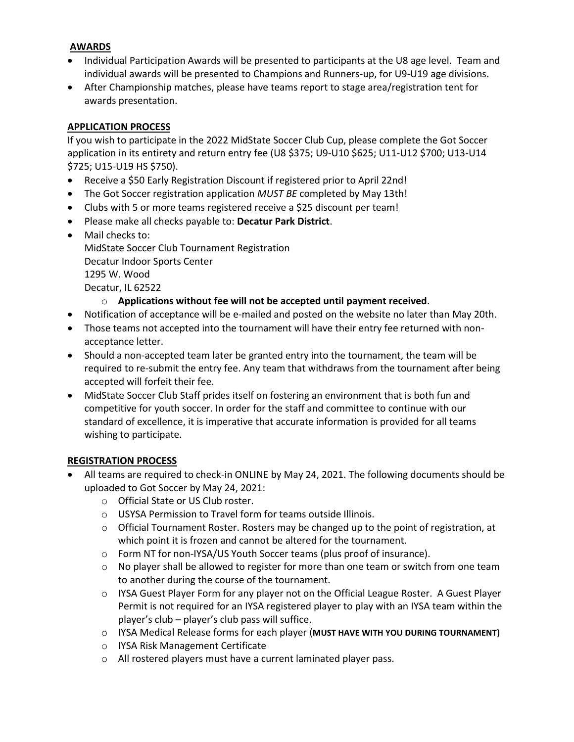**AWARDS**

- Individual Participation Awards will be presented to participants at the U8 age level. Team and individual awards will be presented to Champions and Runners-up, for U9-U19 age divisions.
- After Championship matches, please have teams report to stage area/registration tent for awards presentation.

**APPLICATION PROCESS**

If you wish to participate in the 2022 MidState Soccer Club Cup, please complete the Got Soccer application in its entirety and return entry fee (U8 $375; U9-U10 $625; U11-U12 $700; U13-U14 $725; U15-U19 HS $750).

- Receive a $50 Early Registration Discount if registered prior to April 22nd!
- The Got Soccer registration application *MUST BE* completed by May 13th!
- Clubs with 5 or more teams registered receive a $25 discount per team!
- Please make all checks payable to: **Decatur Park District**.
- Mail checks to:
  MidState Soccer Club Tournament Registration
  Decatur Indoor Sports Center
  1295 W. Wood
  Decatur, IL 62522
  - **Applications without fee will not be accepted until payment received**.
- Notification of acceptance will be e-mailed and posted on the website no later than May 20th.
- Those teams not accepted into the tournament will have their entry fee returned with non-acceptance letter.
- Should a non-accepted team later be granted entry into the tournament, the team will be required to re-submit the entry fee. Any team that withdraws from the tournament after being accepted will forfeit their fee.
- MidState Soccer Club Staff prides itself on fostering an environment that is both fun and competitive for youth soccer. In order for the staff and committee to continue with our standard of excellence, it is imperative that accurate information is provided for all teams wishing to participate.

**REGISTRATION PROCESS**

- All teams are required to check-in ONLINE by May 24, 2021. The following documents should be uploaded to Got Soccer by May 24, 2021:
  - Official State or US Club roster.
  - USYSA Permission to Travel form for teams outside Illinois.
  - Official Tournament Roster. Rosters may be changed up to the point of registration, at which point it is frozen and cannot be altered for the tournament.
  - Form NT for non-IYSA/US Youth Soccer teams (plus proof of insurance).
  - No player shall be allowed to register for more than one team or switch from one team to another during the course of the tournament.
  - IYSA Guest Player Form for any player not on the Official League Roster. A Guest Player Permit is not required for an IYSA registered player to play with an IYSA team within the player's club – player's club pass will suffice.
  - IYSA Medical Release forms for each player (**MUST HAVE WITH YOU DURING TOURNAMENT)**
  - IYSA Risk Management Certificate
  - All rostered players must have a current laminated player pass.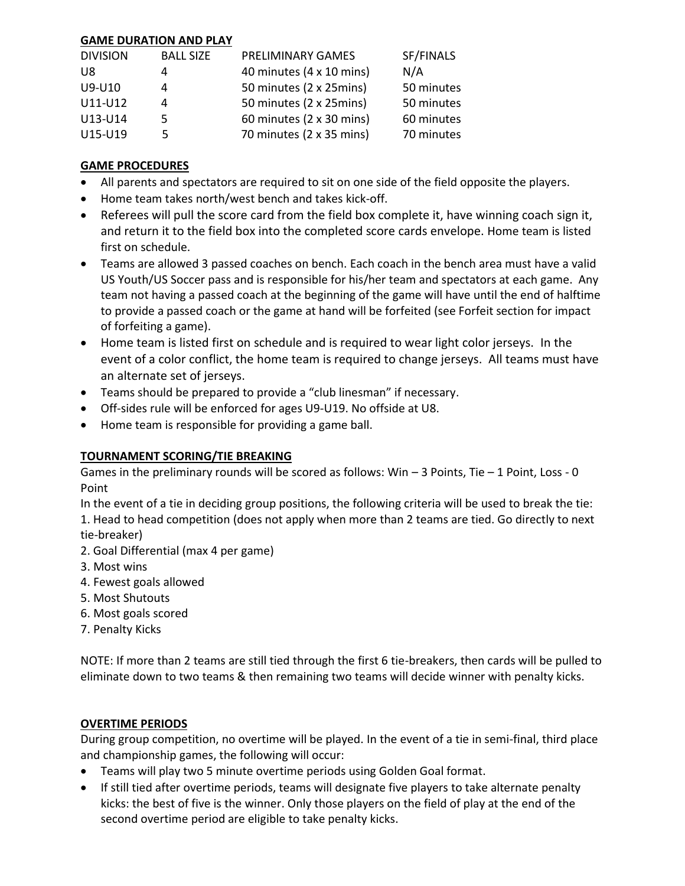## GAME DURATION AND PLAY

| DIVISION | BALL SIZE | PRELIMINARY GAMES | SF/FINALS |
|---|---|---|---|
| U8 | 4 | 40 minutes (4 x 10 mins) | N/A |
| U9-U10 | 4 | 50 minutes (2 x 25mins) | 50 minutes |
| U11-U12 | 4 | 50 minutes (2 x 25mins) | 50 minutes |
| U13-U14 | 5 | 60 minutes (2 x 30 mins) | 60 minutes |
| U15-U19 | 5 | 70 minutes (2 x 35 mins) | 70 minutes |

## GAME PROCEDURES

- All parents and spectators are required to sit on one side of the field opposite the players.
- Home team takes north/west bench and takes kick-off.
- Referees will pull the score card from the field box complete it, have winning coach sign it, and return it to the field box into the completed score cards envelope. Home team is listed first on schedule.
- Teams are allowed 3 passed coaches on bench. Each coach in the bench area must have a valid US Youth/US Soccer pass and is responsible for his/her team and spectators at each game. Any team not having a passed coach at the beginning of the game will have until the end of halftime to provide a passed coach or the game at hand will be forfeited (see Forfeit section for impact of forfeiting a game).
- Home team is listed first on schedule and is required to wear light color jerseys. In the event of a color conflict, the home team is required to change jerseys. All teams must have an alternate set of jerseys.
- Teams should be prepared to provide a "club linesman" if necessary.
- Off-sides rule will be enforced for ages U9-U19. No offside at U8.
- Home team is responsible for providing a game ball.

## TOURNAMENT SCORING/TIE BREAKING

Games in the preliminary rounds will be scored as follows: Win – 3 Points, Tie – 1 Point, Loss - 0 Point

In the event of a tie in deciding group positions, the following criteria will be used to break the tie:

1. Head to head competition (does not apply when more than 2 teams are tied. Go directly to next tie-breaker)
2. Goal Differential (max 4 per game)
3. Most wins
4. Fewest goals allowed
5. Most Shutouts
6. Most goals scored
7. Penalty Kicks

NOTE: If more than 2 teams are still tied through the first 6 tie-breakers, then cards will be pulled to eliminate down to two teams & then remaining two teams will decide winner with penalty kicks.

## OVERTIME PERIODS

During group competition, no overtime will be played. In the event of a tie in semi-final, third place and championship games, the following will occur:

- Teams will play two 5 minute overtime periods using Golden Goal format.
- If still tied after overtime periods, teams will designate five players to take alternate penalty kicks: the best of five is the winner. Only those players on the field of play at the end of the second overtime period are eligible to take penalty kicks.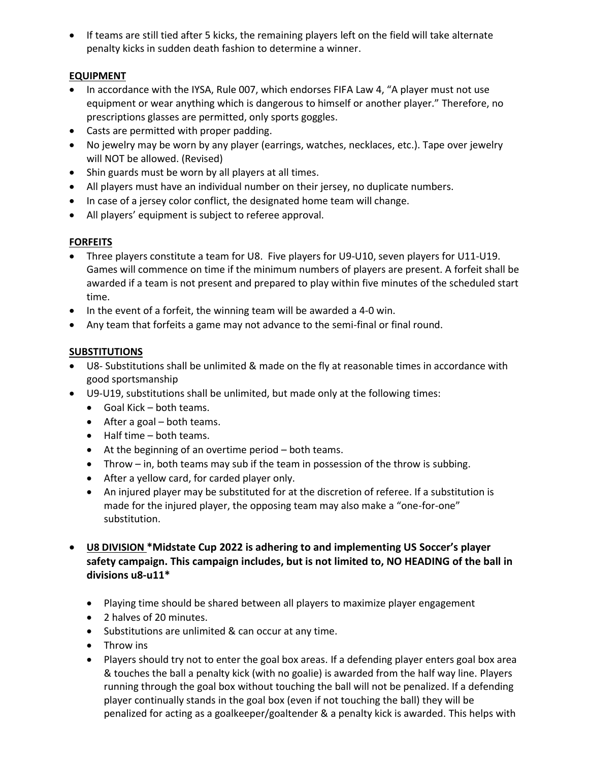- If teams are still tied after 5 kicks, the remaining players left on the field will take alternate penalty kicks in sudden death fashion to determine a winner.

**EQUIPMENT**

- In accordance with the IYSA, Rule 007, which endorses FIFA Law 4, "A player must not use equipment or wear anything which is dangerous to himself or another player." Therefore, no prescriptions glasses are permitted, only sports goggles.
- Casts are permitted with proper padding.
- No jewelry may be worn by any player (earrings, watches, necklaces, etc.). Tape over jewelry will NOT be allowed. (Revised)
- Shin guards must be worn by all players at all times.
- All players must have an individual number on their jersey, no duplicate numbers.
- In case of a jersey color conflict, the designated home team will change.
- All players' equipment is subject to referee approval.

**FORFEITS**

- Three players constitute a team for U8. Five players for U9-U10, seven players for U11-U19. Games will commence on time if the minimum numbers of players are present. A forfeit shall be awarded if a team is not present and prepared to play within five minutes of the scheduled start time.
- In the event of a forfeit, the winning team will be awarded a 4-0 win.
- Any team that forfeits a game may not advance to the semi-final or final round.

**SUBSTITUTIONS**

- U8- Substitutions shall be unlimited & made on the fly at reasonable times in accordance with good sportsmanship
- U9-U19, substitutions shall be unlimited, but made only at the following times:
  - Goal Kick – both teams.
  - After a goal – both teams.
  - Half time – both teams.
  - At the beginning of an overtime period – both teams.
  - Throw – in, both teams may sub if the team in possession of the throw is subbing.
  - After a yellow card, for carded player only.
  - An injured player may be substituted for at the discretion of referee. If a substitution is made for the injured player, the opposing team may also make a "one-for-one" substitution.

- **U8 DIVISION \*Midstate Cup 2022 is adhering to and implementing US Soccer's player safety campaign. This campaign includes, but is not limited to, NO HEADING of the ball in divisions u8-u11\***
  - Playing time should be shared between all players to maximize player engagement
  - 2 halves of 20 minutes.
  - Substitutions are unlimited & can occur at any time.
  - Throw ins
  - Players should try not to enter the goal box areas. If a defending player enters goal box area & touches the ball a penalty kick (with no goalie) is awarded from the half way line. Players running through the goal box without touching the ball will not be penalized. If a defending player continually stands in the goal box (even if not touching the ball) they will be penalized for acting as a goalkeeper/goaltender & a penalty kick is awarded. This helps with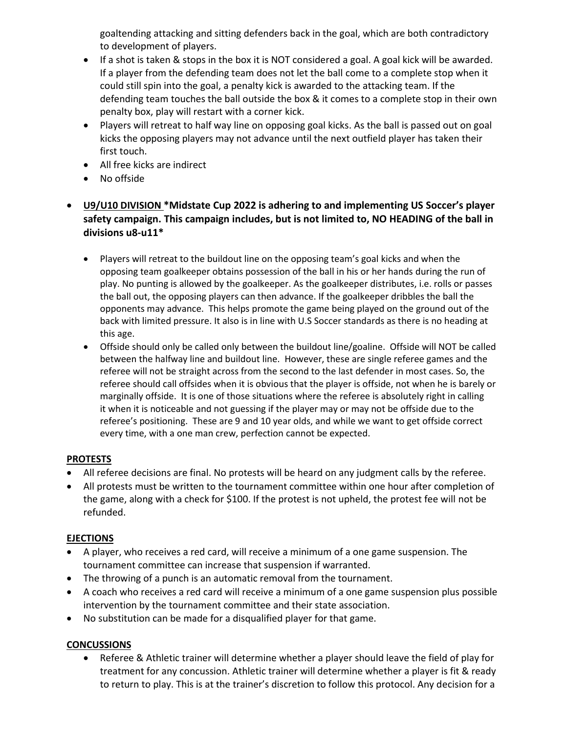goaltending attacking and sitting defenders back in the goal, which are both contradictory to development of players.

- If a shot is taken & stops in the box it is NOT considered a goal. A goal kick will be awarded. If a player from the defending team does not let the ball come to a complete stop when it could still spin into the goal, a penalty kick is awarded to the attacking team. If the defending team touches the ball outside the box & it comes to a complete stop in their own penalty box, play will restart with a corner kick.
- Players will retreat to half way line on opposing goal kicks. As the ball is passed out on goal kicks the opposing players may not advance until the next outfield player has taken their first touch.
- All free kicks are indirect
- No offside

- **U9/U10 DIVISION \*Midstate Cup 2022 is adhering to and implementing US Soccer's player safety campaign. This campaign includes, but is not limited to, NO HEADING of the ball in divisions u8-u11\***
  - Players will retreat to the buildout line on the opposing team's goal kicks and when the opposing team goalkeeper obtains possession of the ball in his or her hands during the run of play. No punting is allowed by the goalkeeper. As the goalkeeper distributes, i.e. rolls or passes the ball out, the opposing players can then advance. If the goalkeeper dribbles the ball the opponents may advance. This helps promote the game being played on the ground out of the back with limited pressure. It also is in line with U.S Soccer standards as there is no heading at this age.
  - Offside should only be called only between the buildout line/goaline. Offside will NOT be called between the halfway line and buildout line. However, these are single referee games and the referee will not be straight across from the second to the last defender in most cases. So, the referee should call offsides when it is obvious that the player is offside, not when he is barely or marginally offside. It is one of those situations where the referee is absolutely right in calling it when it is noticeable and not guessing if the player may or may not be offside due to the referee's positioning. These are 9 and 10 year olds, and while we want to get offside correct every time, with a one man crew, perfection cannot be expected.

**PROTESTS**

- All referee decisions are final. No protests will be heard on any judgment calls by the referee.
- All protests must be written to the tournament committee within one hour after completion of the game, along with a check for $100. If the protest is not upheld, the protest fee will not be refunded.

**EJECTIONS**

- A player, who receives a red card, will receive a minimum of a one game suspension. The tournament committee can increase that suspension if warranted.
- The throwing of a punch is an automatic removal from the tournament.
- A coach who receives a red card will receive a minimum of a one game suspension plus possible intervention by the tournament committee and their state association.
- No substitution can be made for a disqualified player for that game.

**CONCUSSIONS**

- Referee & Athletic trainer will determine whether a player should leave the field of play for treatment for any concussion. Athletic trainer will determine whether a player is fit & ready to return to play. This is at the trainer's discretion to follow this protocol. Any decision for a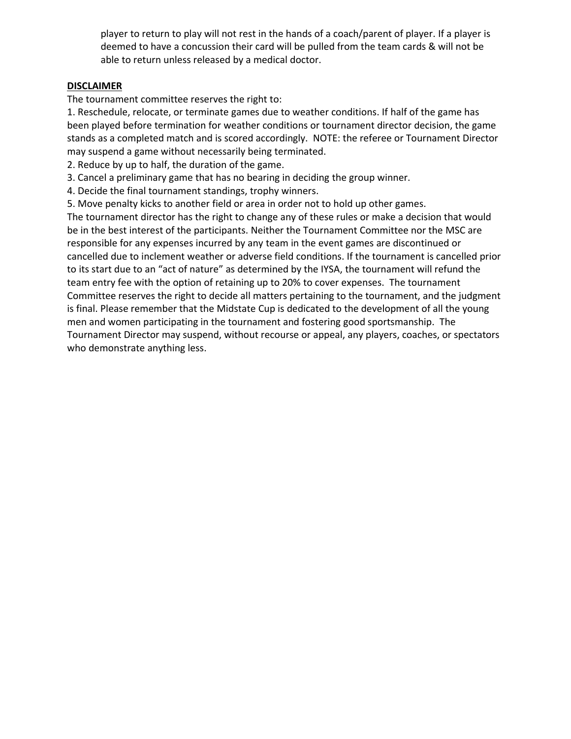player to return to play will not rest in the hands of a coach/parent of player. If a player is deemed to have a concussion their card will be pulled from the team cards & will not be able to return unless released by a medical doctor.

**DISCLAIMER**

The tournament committee reserves the right to:

1. Reschedule, relocate, or terminate games due to weather conditions. If half of the game has been played before termination for weather conditions or tournament director decision, the game stands as a completed match and is scored accordingly. NOTE: the referee or Tournament Director may suspend a game without necessarily being terminated.
2. Reduce by up to half, the duration of the game.
3. Cancel a preliminary game that has no bearing in deciding the group winner.
4. Decide the final tournament standings, trophy winners.
5. Move penalty kicks to another field or area in order not to hold up other games.

The tournament director has the right to change any of these rules or make a decision that would be in the best interest of the participants. Neither the Tournament Committee nor the MSC are responsible for any expenses incurred by any team in the event games are discontinued or cancelled due to inclement weather or adverse field conditions. If the tournament is cancelled prior to its start due to an "act of nature" as determined by the IYSA, the tournament will refund the team entry fee with the option of retaining up to 20% to cover expenses. The tournament Committee reserves the right to decide all matters pertaining to the tournament, and the judgment is final. Please remember that the Midstate Cup is dedicated to the development of all the young men and women participating in the tournament and fostering good sportsmanship. The Tournament Director may suspend, without recourse or appeal, any players, coaches, or spectators who demonstrate anything less.